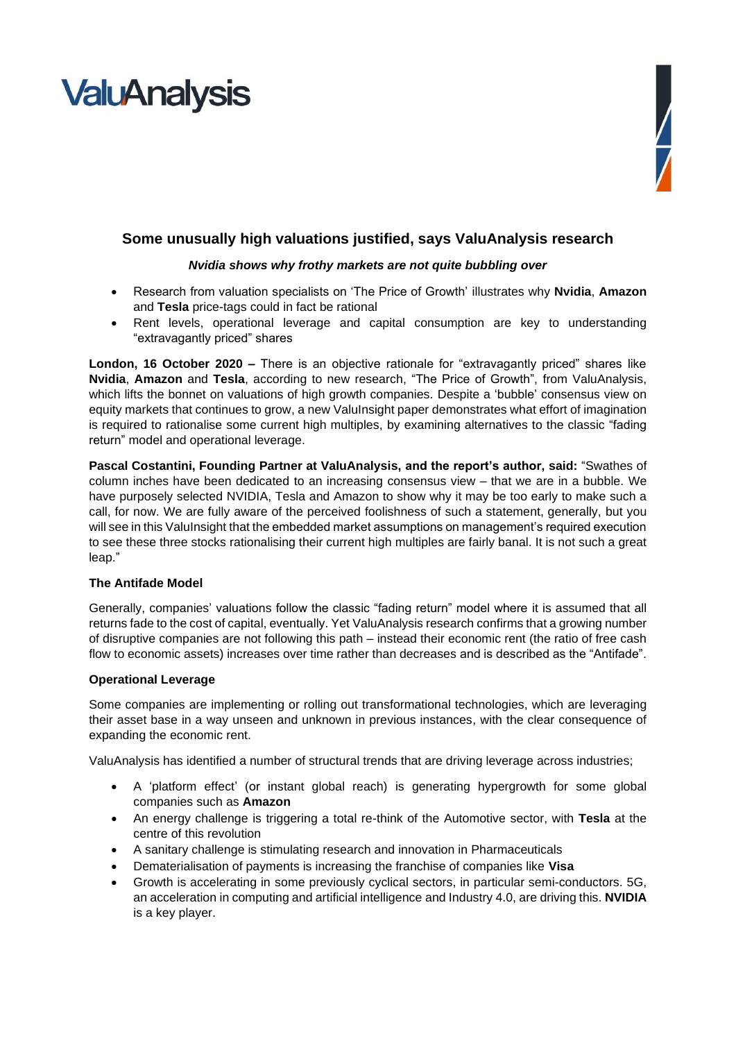ValuAnalysis

## Some unusually high valuations justified, says ValuAnalysis research

***Nvidia shows why frothy markets are not quite bubbling over***

- Research from valuation specialists on 'The Price of Growth' illustrates why **Nvidia**, **Amazon** and **Tesla** price-tags could in fact be rational
- Rent levels, operational leverage and capital consumption are key to understanding "extravagantly priced" shares

**London, 16 October 2020 –** There is an objective rationale for "extravagantly priced" shares like **Nvidia**, **Amazon** and **Tesla**, according to new research, "The Price of Growth", from ValuAnalysis, which lifts the bonnet on valuations of high growth companies. Despite a 'bubble' consensus view on equity markets that continues to grow, a new ValuInsight paper demonstrates what effort of imagination is required to rationalise some current high multiples, by examining alternatives to the classic "fading return" model and operational leverage.

**Pascal Costantini, Founding Partner at ValuAnalysis, and the report's author, said:** "Swathes of column inches have been dedicated to an increasing consensus view – that we are in a bubble. We have purposely selected NVIDIA, Tesla and Amazon to show why it may be too early to make such a call, for now. We are fully aware of the perceived foolishness of such a statement, generally, but you will see in this ValuInsight that the embedded market assumptions on management's required execution to see these three stocks rationalising their current high multiples are fairly banal. It is not such a great leap."

### The Antifade Model

Generally, companies' valuations follow the classic "fading return" model where it is assumed that all returns fade to the cost of capital, eventually. Yet ValuAnalysis research confirms that a growing number of disruptive companies are not following this path – instead their economic rent (the ratio of free cash flow to economic assets) increases over time rather than decreases and is described as the "Antifade".

### Operational Leverage

Some companies are implementing or rolling out transformational technologies, which are leveraging their asset base in a way unseen and unknown in previous instances, with the clear consequence of expanding the economic rent.

ValuAnalysis has identified a number of structural trends that are driving leverage across industries;

- A 'platform effect' (or instant global reach) is generating hypergrowth for some global companies such as **Amazon**
- An energy challenge is triggering a total re-think of the Automotive sector, with **Tesla** at the centre of this revolution
- A sanitary challenge is stimulating research and innovation in Pharmaceuticals
- Dematerialisation of payments is increasing the franchise of companies like **Visa**
- Growth is accelerating in some previously cyclical sectors, in particular semi-conductors. 5G, an acceleration in computing and artificial intelligence and Industry 4.0, are driving this. **NVIDIA** is a key player.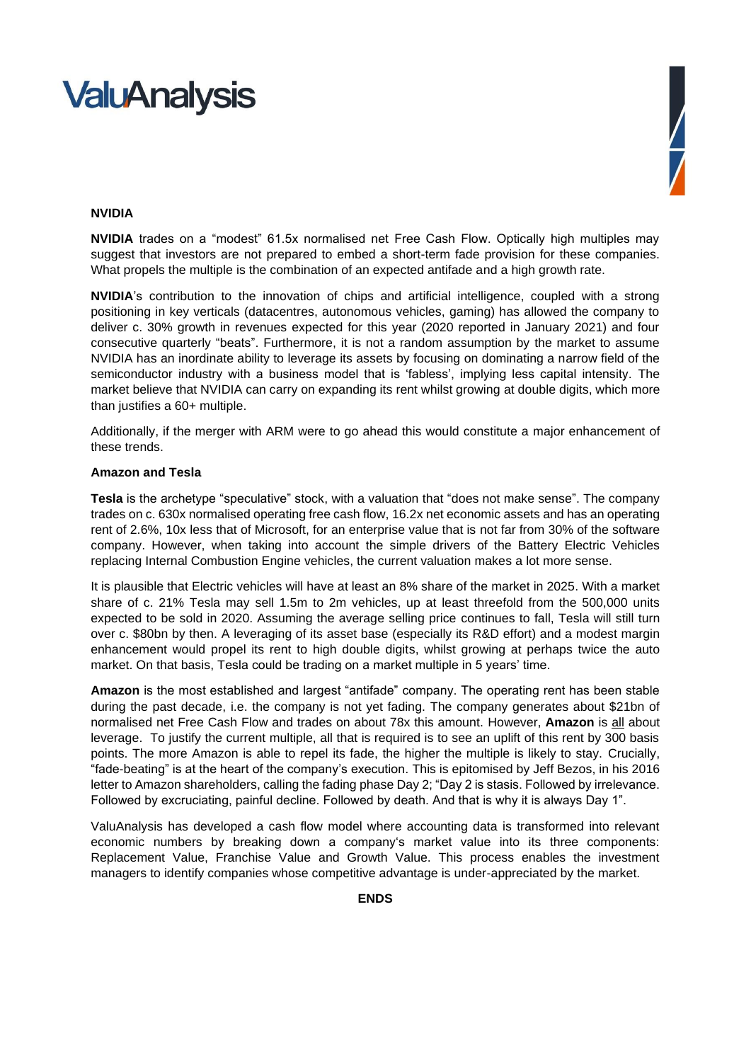**NVIDIA**

**NVIDIA** trades on a "modest" 61.5x normalised net Free Cash Flow. Optically high multiples may suggest that investors are not prepared to embed a short-term fade provision for these companies. What propels the multiple is the combination of an expected antifade and a high growth rate.

**NVIDIA**'s contribution to the innovation of chips and artificial intelligence, coupled with a strong positioning in key verticals (datacentres, autonomous vehicles, gaming) has allowed the company to deliver c. 30% growth in revenues expected for this year (2020 reported in January 2021) and four consecutive quarterly "beats". Furthermore, it is not a random assumption by the market to assume NVIDIA has an inordinate ability to leverage its assets by focusing on dominating a narrow field of the semiconductor industry with a business model that is 'fabless', implying less capital intensity. The market believe that NVIDIA can carry on expanding its rent whilst growing at double digits, which more than justifies a 60+ multiple.

Additionally, if the merger with ARM were to go ahead this would constitute a major enhancement of these trends.

**Amazon and Tesla**

**Tesla** is the archetype "speculative" stock, with a valuation that "does not make sense". The company trades on c. 630x normalised operating free cash flow, 16.2x net economic assets and has an operating rent of 2.6%, 10x less that of Microsoft, for an enterprise value that is not far from 30% of the software company. However, when taking into account the simple drivers of the Battery Electric Vehicles replacing Internal Combustion Engine vehicles, the current valuation makes a lot more sense.

It is plausible that Electric vehicles will have at least an 8% share of the market in 2025. With a market share of c. 21% Tesla may sell 1.5m to 2m vehicles, up at least threefold from the 500,000 units expected to be sold in 2020. Assuming the average selling price continues to fall, Tesla will still turn over c. $80bn by then. A leveraging of its asset base (especially its R&D effort) and a modest margin enhancement would propel its rent to high double digits, whilst growing at perhaps twice the auto market. On that basis, Tesla could be trading on a market multiple in 5 years' time.

**Amazon** is the most established and largest "antifade" company. The operating rent has been stable during the past decade, i.e. the company is not yet fading. The company generates about $21bn of normalised net Free Cash Flow and trades on about 78x this amount. However, **Amazon** is <u>all</u> about leverage. To justify the current multiple, all that is required is to see an uplift of this rent by 300 basis points. The more Amazon is able to repel its fade, the higher the multiple is likely to stay. Crucially, "fade-beating" is at the heart of the company's execution. This is epitomised by Jeff Bezos, in his 2016 letter to Amazon shareholders, calling the fading phase Day 2; "Day 2 is stasis. Followed by irrelevance. Followed by excruciating, painful decline. Followed by death. And that is why it is always Day 1".

ValuAnalysis has developed a cash flow model where accounting data is transformed into relevant economic numbers by breaking down a company's market value into its three components: Replacement Value, Franchise Value and Growth Value. This process enables the investment managers to identify companies whose competitive advantage is under-appreciated by the market.

**ENDS**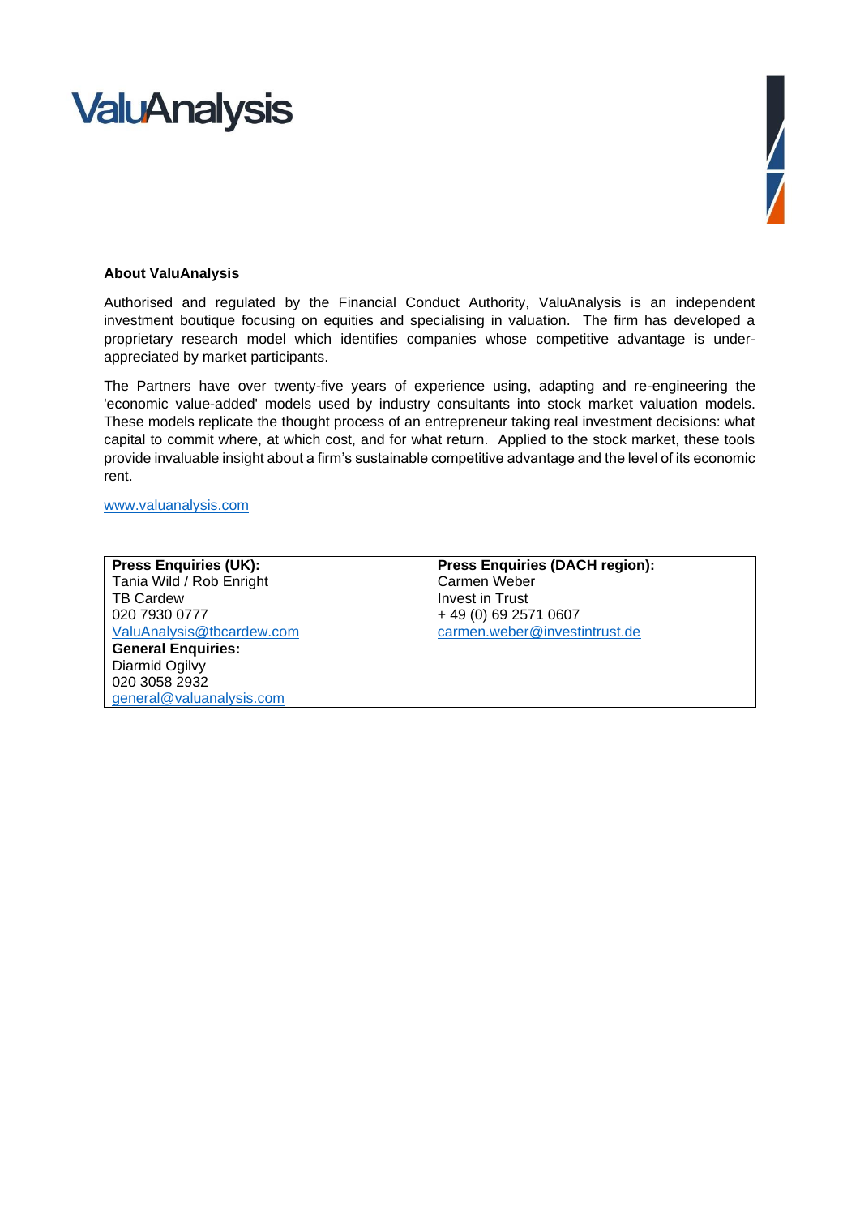# ValuAnalysis

## About ValuAnalysis

Authorised and regulated by the Financial Conduct Authority, ValuAnalysis is an independent investment boutique focusing on equities and specialising in valuation. The firm has developed a proprietary research model which identifies companies whose competitive advantage is under-appreciated by market participants.

The Partners have over twenty-five years of experience using, adapting and re-engineering the 'economic value-added' models used by industry consultants into stock market valuation models. These models replicate the thought process of an entrepreneur taking real investment decisions: what capital to commit where, at which cost, and for what return. Applied to the stock market, these tools provide invaluable insight about a firm's sustainable competitive advantage and the level of its economic rent.

www.valuanalysis.com

| | |
|---|---|
| **Press Enquiries (UK):**<br>Tania Wild / Rob Enright<br>TB Cardew<br>020 7930 0777<br>ValuAnalysis@tbcardew.com | **Press Enquiries (DACH region):**<br>Carmen Weber<br>Invest in Trust<br>+ 49 (0) 69 2571 0607<br>carmen.weber@investintrust.de |
| **General Enquiries:**<br>Diarmid Ogilvy<br>020 3058 2932<br>general@valuanalysis.com | |